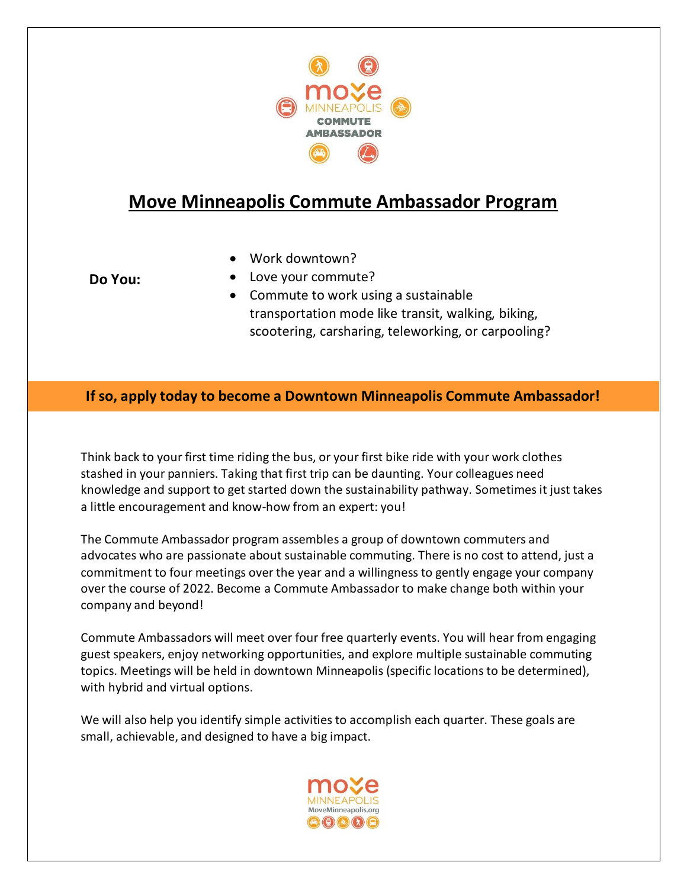move MINNEAPOLIS COMMUTE AMBASSADOR

# Move Minneapolis Commute Ambassador Program

**Do You:**

- Work downtown?
- Love your commute?
- Commute to work using a sustainable transportation mode like transit, walking, biking, scootering, carsharing, teleworking, or carpooling?

**If so, apply today to become a Downtown Minneapolis Commute Ambassador!**

Think back to your first time riding the bus, or your first bike ride with your work clothes stashed in your panniers. Taking that first trip can be daunting. Your colleagues need knowledge and support to get started down the sustainability pathway. Sometimes it just takes a little encouragement and know-how from an expert: you!

The Commute Ambassador program assembles a group of downtown commuters and advocates who are passionate about sustainable commuting. There is no cost to attend, just a commitment to four meetings over the year and a willingness to gently engage your company over the course of 2022. Become a Commute Ambassador to make change both within your company and beyond!

Commute Ambassadors will meet over four free quarterly events. You will hear from engaging guest speakers, enjoy networking opportunities, and explore multiple sustainable commuting topics. Meetings will be held in downtown Minneapolis (specific locations to be determined), with hybrid and virtual options.

We will also help you identify simple activities to accomplish each quarter. These goals are small, achievable, and designed to have a big impact.

move MINNEAPOLIS
MoveMinneapolis.org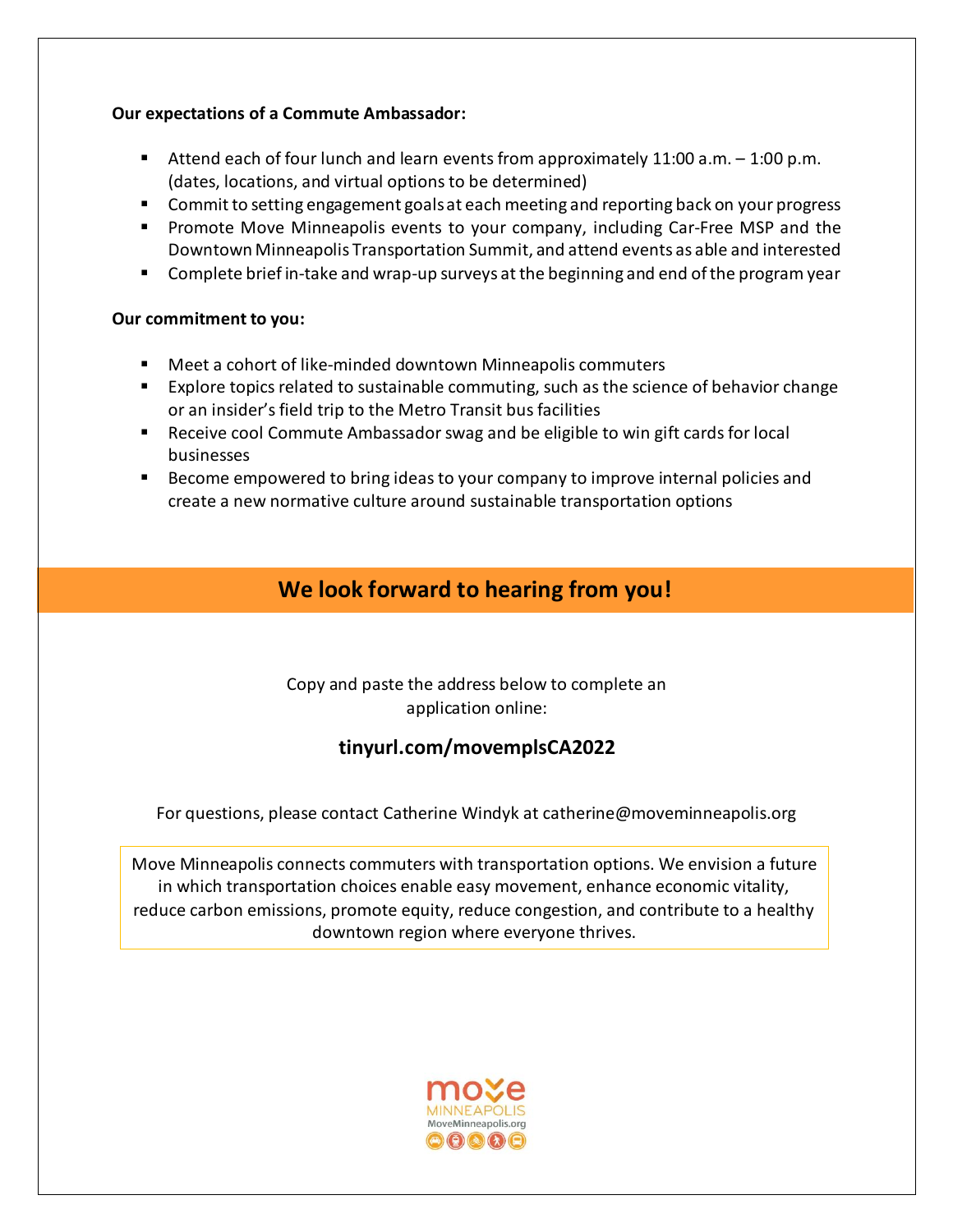**Our expectations of a Commute Ambassador:**

- Attend each of four lunch and learn events from approximately 11:00 a.m. – 1:00 p.m. (dates, locations, and virtual options to be determined)
- Commit to setting engagement goals at each meeting and reporting back on your progress
- Promote Move Minneapolis events to your company, including Car-Free MSP and the Downtown Minneapolis Transportation Summit, and attend events as able and interested
- Complete brief in-take and wrap-up surveys at the beginning and end of the program year

**Our commitment to you:**

- Meet a cohort of like-minded downtown Minneapolis commuters
- Explore topics related to sustainable commuting, such as the science of behavior change or an insider's field trip to the Metro Transit bus facilities
- Receive cool Commute Ambassador swag and be eligible to win gift cards for local businesses
- Become empowered to bring ideas to your company to improve internal policies and create a new normative culture around sustainable transportation options

## We look forward to hearing from you!

Copy and paste the address below to complete an application online:

**tinyurl.com/movemplsCA2022**

For questions, please contact Catherine Windyk at catherine@moveminneapolis.org

Move Minneapolis connects commuters with transportation options. We envision a future in which transportation choices enable easy movement, enhance economic vitality, reduce carbon emissions, promote equity, reduce congestion, and contribute to a healthy downtown region where everyone thrives.

move MINNEAPOLIS
MoveMinneapolis.org